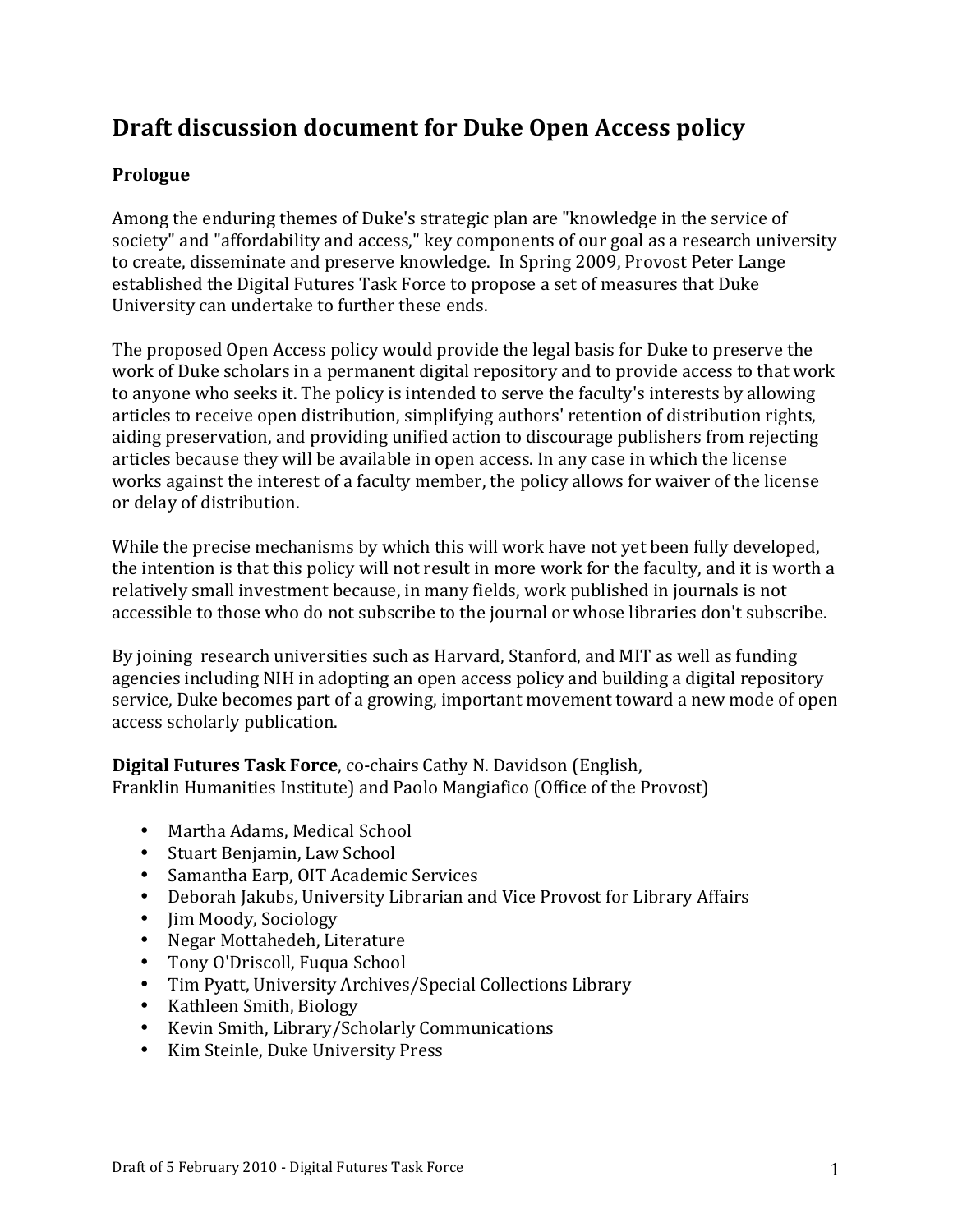# Draft discussion document for Duke Open Access policy

## Prologue

Among the enduring themes of Duke's strategic plan are "knowledge in the service of society" and "affordability and access," key components of our goal as a research university to create, disseminate and preserve knowledge. In Spring 2009, Provost Peter Lange established the Digital Futures Task Force to propose a set of measures that Duke University can undertake to further these ends.

The proposed Open Access policy would provide the legal basis for Duke to preserve the work of Duke scholars in a permanent digital repository and to provide access to that work to anyone who seeks it. The policy is intended to serve the faculty's interests by allowing articles to receive open distribution, simplifying authors' retention of distribution rights, aiding preservation, and providing unified action to discourage publishers from rejecting articles because they will be available in open access. In any case in which the license works against the interest of a faculty member, the policy allows for waiver of the license or delay of distribution.

While the precise mechanisms by which this will work have not yet been fully developed, the intention is that this policy will not result in more work for the faculty, and it is worth a relatively small investment because, in many fields, work published in journals is not accessible to those who do not subscribe to the journal or whose libraries don't subscribe.

By joining research universities such as Harvard, Stanford, and MIT as well as funding agencies including NIH in adopting an open access policy and building a digital repository service, Duke becomes part of a growing, important movement toward a new mode of open access scholarly publication.

**Digital Futures Task Force**, co-chairs Cathy N. Davidson (English, Franklin Humanities Institute) and Paolo Mangiafico (Office of the Provost)

- Martha Adams, Medical School
- Stuart Benjamin, Law School
- Samantha Earp, OIT Academic Services
- Deborah Jakubs, University Librarian and Vice Provost for Library Affairs
- Jim Moody, Sociology
- Negar Mottahedeh, Literature
- Tony O'Driscoll, Fuqua School
- Tim Pyatt, University Archives/Special Collections Library
- Kathleen Smith, Biology
- Kevin Smith, Library/Scholarly Communications
- Kim Steinle, Duke University Press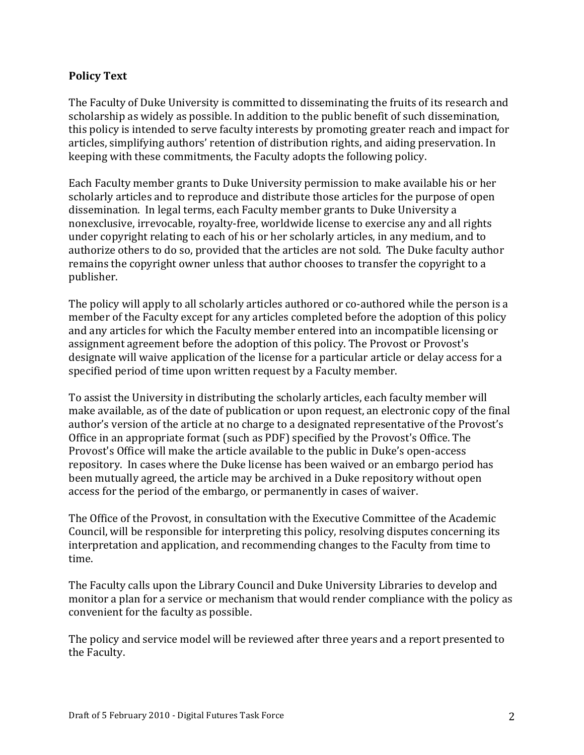**Policy Text**

The Faculty of Duke University is committed to disseminating the fruits of its research and scholarship as widely as possible. In addition to the public benefit of such dissemination, this policy is intended to serve faculty interests by promoting greater reach and impact for articles, simplifying authors' retention of distribution rights, and aiding preservation. In keeping with these commitments, the Faculty adopts the following policy.

Each Faculty member grants to Duke University permission to make available his or her scholarly articles and to reproduce and distribute those articles for the purpose of open dissemination. In legal terms, each Faculty member grants to Duke University a nonexclusive, irrevocable, royalty-free, worldwide license to exercise any and all rights under copyright relating to each of his or her scholarly articles, in any medium, and to authorize others to do so, provided that the articles are not sold. The Duke faculty author remains the copyright owner unless that author chooses to transfer the copyright to a publisher.

The policy will apply to all scholarly articles authored or co-authored while the person is a member of the Faculty except for any articles completed before the adoption of this policy and any articles for which the Faculty member entered into an incompatible licensing or assignment agreement before the adoption of this policy. The Provost or Provost's designate will waive application of the license for a particular article or delay access for a specified period of time upon written request by a Faculty member.

To assist the University in distributing the scholarly articles, each faculty member will make available, as of the date of publication or upon request, an electronic copy of the final author's version of the article at no charge to a designated representative of the Provost's Office in an appropriate format (such as PDF) specified by the Provost's Office. The Provost's Office will make the article available to the public in Duke's open-access repository. In cases where the Duke license has been waived or an embargo period has been mutually agreed, the article may be archived in a Duke repository without open access for the period of the embargo, or permanently in cases of waiver.

The Office of the Provost, in consultation with the Executive Committee of the Academic Council, will be responsible for interpreting this policy, resolving disputes concerning its interpretation and application, and recommending changes to the Faculty from time to time.

The Faculty calls upon the Library Council and Duke University Libraries to develop and monitor a plan for a service or mechanism that would render compliance with the policy as convenient for the faculty as possible.

The policy and service model will be reviewed after three years and a report presented to the Faculty.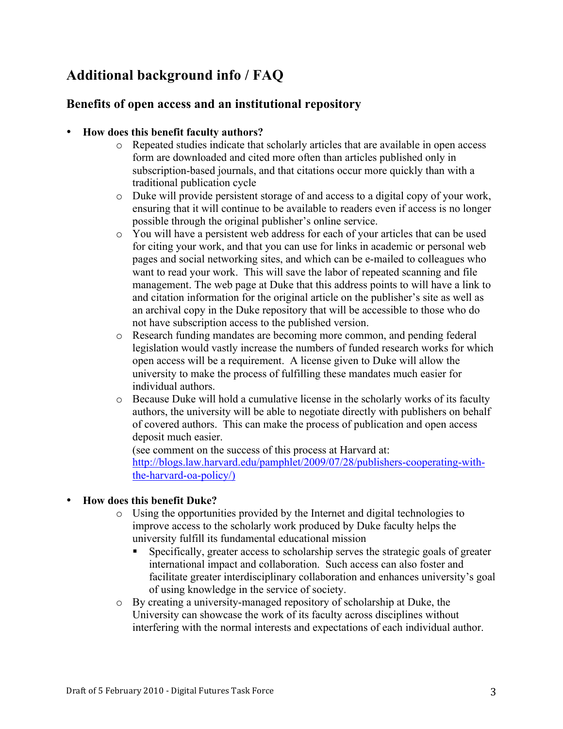## Additional background info / FAQ

### Benefits of open access and an institutional repository

- **How does this benefit faculty authors?**
  - Repeated studies indicate that scholarly articles that are available in open access form are downloaded and cited more often than articles published only in subscription-based journals, and that citations occur more quickly than with a traditional publication cycle
  - Duke will provide persistent storage of and access to a digital copy of your work, ensuring that it will continue to be available to readers even if access is no longer possible through the original publisher's online service.
  - You will have a persistent web address for each of your articles that can be used for citing your work, and that you can use for links in academic or personal web pages and social networking sites, and which can be e-mailed to colleagues who want to read your work. This will save the labor of repeated scanning and file management. The web page at Duke that this address points to will have a link to and citation information for the original article on the publisher's site as well as an archival copy in the Duke repository that will be accessible to those who do not have subscription access to the published version.
  - Research funding mandates are becoming more common, and pending federal legislation would vastly increase the numbers of funded research works for which open access will be a requirement. A license given to Duke will allow the university to make the process of fulfilling these mandates much easier for individual authors.
  - Because Duke will hold a cumulative license in the scholarly works of its faculty authors, the university will be able to negotiate directly with publishers on behalf of covered authors. This can make the process of publication and open access deposit much easier.
    (see comment on the success of this process at Harvard at: [http://blogs.law.harvard.edu/pamphlet/2009/07/28/publishers-cooperating-with-the-harvard-oa-policy/)](http://blogs.law.harvard.edu/pamphlet/2009/07/28/publishers-cooperating-with-the-harvard-oa-policy/)

- **How does this benefit Duke?**
  - Using the opportunities provided by the Internet and digital technologies to improve access to the scholarly work produced by Duke faculty helps the university fulfill its fundamental educational mission
    - Specifically, greater access to scholarship serves the strategic goals of greater international impact and collaboration. Such access can also foster and facilitate greater interdisciplinary collaboration and enhances university's goal of using knowledge in the service of society.
  - By creating a university-managed repository of scholarship at Duke, the University can showcase the work of its faculty across disciplines without interfering with the normal interests and expectations of each individual author.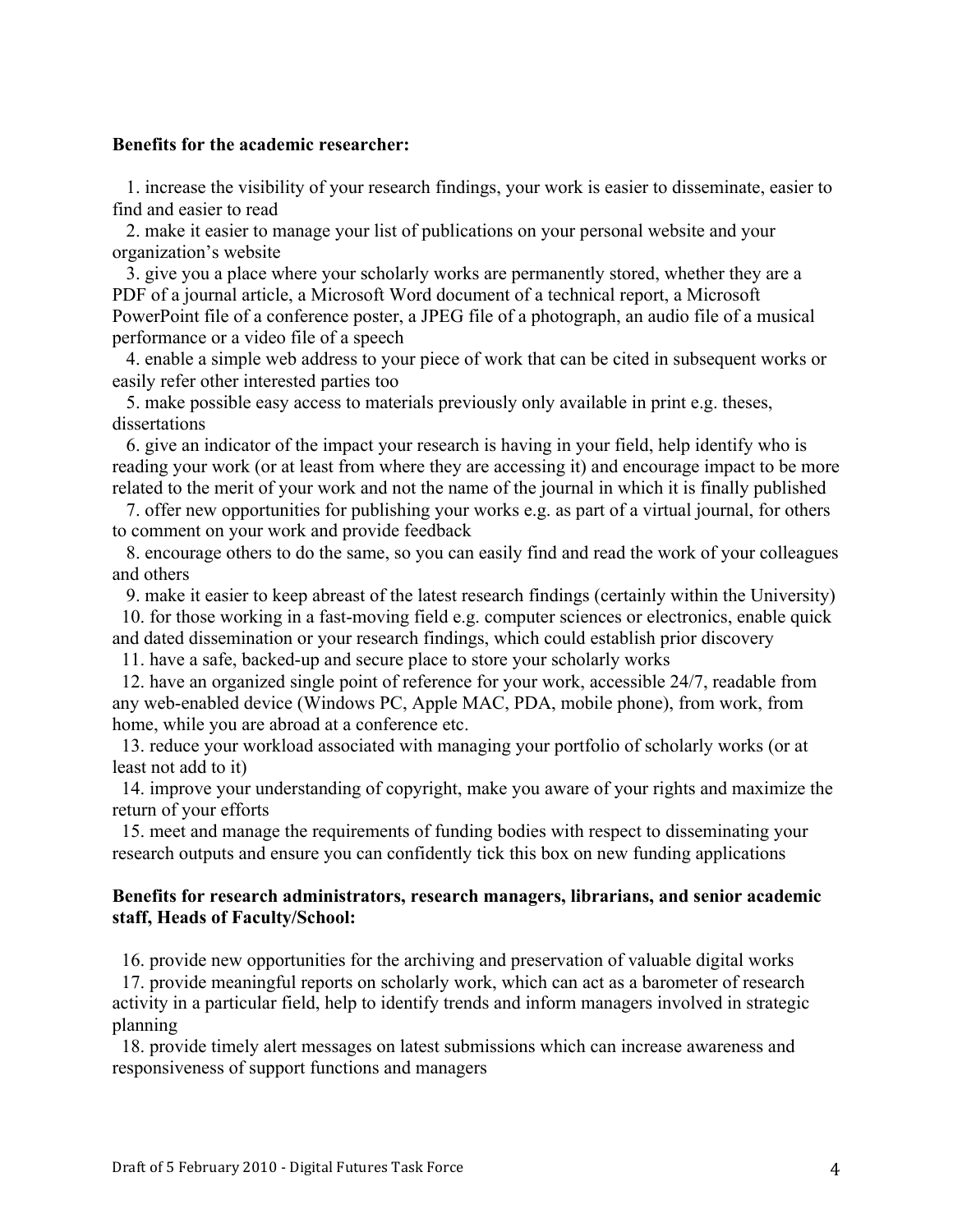**Benefits for the academic researcher:**

1. increase the visibility of your research findings, your work is easier to disseminate, easier to find and easier to read
2. make it easier to manage your list of publications on your personal website and your organization's website
3. give you a place where your scholarly works are permanently stored, whether they are a PDF of a journal article, a Microsoft Word document of a technical report, a Microsoft PowerPoint file of a conference poster, a JPEG file of a photograph, an audio file of a musical performance or a video file of a speech
4. enable a simple web address to your piece of work that can be cited in subsequent works or easily refer other interested parties too
5. make possible easy access to materials previously only available in print e.g. theses, dissertations
6. give an indicator of the impact your research is having in your field, help identify who is reading your work (or at least from where they are accessing it) and encourage impact to be more related to the merit of your work and not the name of the journal in which it is finally published
7. offer new opportunities for publishing your works e.g. as part of a virtual journal, for others to comment on your work and provide feedback
8. encourage others to do the same, so you can easily find and read the work of your colleagues and others
9. make it easier to keep abreast of the latest research findings (certainly within the University)
10. for those working in a fast-moving field e.g. computer sciences or electronics, enable quick and dated dissemination or your research findings, which could establish prior discovery
11. have a safe, backed-up and secure place to store your scholarly works
12. have an organized single point of reference for your work, accessible 24/7, readable from any web-enabled device (Windows PC, Apple MAC, PDA, mobile phone), from work, from home, while you are abroad at a conference etc.
13. reduce your workload associated with managing your portfolio of scholarly works (or at least not add to it)
14. improve your understanding of copyright, make you aware of your rights and maximize the return of your efforts
15. meet and manage the requirements of funding bodies with respect to disseminating your research outputs and ensure you can confidently tick this box on new funding applications

**Benefits for research administrators, research managers, librarians, and senior academic staff, Heads of Faculty/School:**

16. provide new opportunities for the archiving and preservation of valuable digital works
17. provide meaningful reports on scholarly work, which can act as a barometer of research activity in a particular field, help to identify trends and inform managers involved in strategic planning
18. provide timely alert messages on latest submissions which can increase awareness and responsiveness of support functions and managers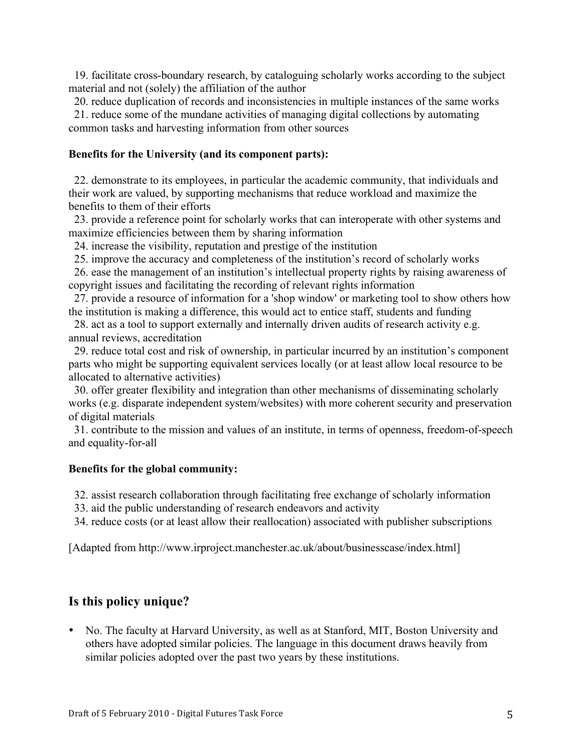19. facilitate cross-boundary research, by cataloguing scholarly works according to the subject material and not (solely) the affiliation of the author
20. reduce duplication of records and inconsistencies in multiple instances of the same works
21. reduce some of the mundane activities of managing digital collections by automating common tasks and harvesting information from other sources

**Benefits for the University (and its component parts):**

22. demonstrate to its employees, in particular the academic community, that individuals and their work are valued, by supporting mechanisms that reduce workload and maximize the benefits to them of their efforts
23. provide a reference point for scholarly works that can interoperate with other systems and maximize efficiencies between them by sharing information
24. increase the visibility, reputation and prestige of the institution
25. improve the accuracy and completeness of the institution's record of scholarly works
26. ease the management of an institution's intellectual property rights by raising awareness of copyright issues and facilitating the recording of relevant rights information
27. provide a resource of information for a 'shop window' or marketing tool to show others how the institution is making a difference, this would act to entice staff, students and funding
28. act as a tool to support externally and internally driven audits of research activity e.g. annual reviews, accreditation
29. reduce total cost and risk of ownership, in particular incurred by an institution's component parts who might be supporting equivalent services locally (or at least allow local resource to be allocated to alternative activities)
30. offer greater flexibility and integration than other mechanisms of disseminating scholarly works (e.g. disparate independent system/websites) with more coherent security and preservation of digital materials
31. contribute to the mission and values of an institute, in terms of openness, freedom-of-speech and equality-for-all

**Benefits for the global community:**

32. assist research collaboration through facilitating free exchange of scholarly information
33. aid the public understanding of research endeavors and activity
34. reduce costs (or at least allow their reallocation) associated with publisher subscriptions

[Adapted from http://www.irproject.manchester.ac.uk/about/businesscase/index.html]

## Is this policy unique?

- No. The faculty at Harvard University, as well as at Stanford, MIT, Boston University and others have adopted similar policies. The language in this document draws heavily from similar policies adopted over the past two years by these institutions.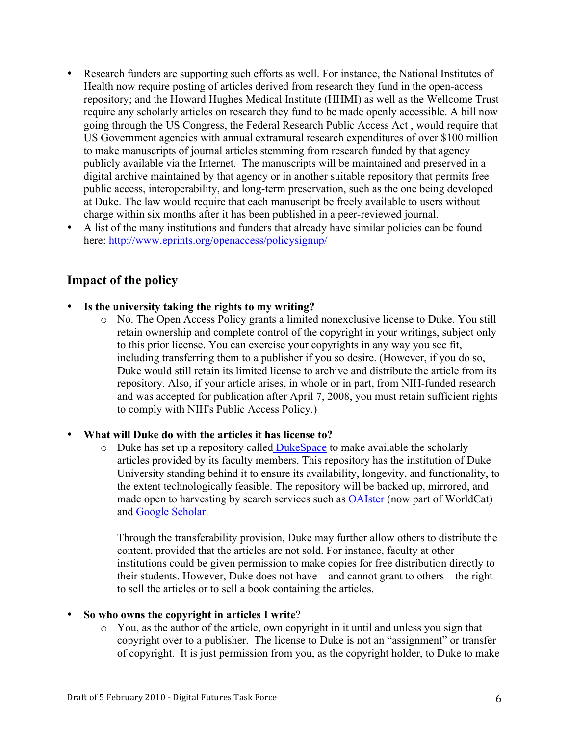- Research funders are supporting such efforts as well. For instance, the National Institutes of Health now require posting of articles derived from research they fund in the open-access repository; and the Howard Hughes Medical Institute (HHMI) as well as the Wellcome Trust require any scholarly articles on research they fund to be made openly accessible. A bill now going through the US Congress, the Federal Research Public Access Act , would require that US Government agencies with annual extramural research expenditures of over $100 million to make manuscripts of journal articles stemming from research funded by that agency publicly available via the Internet. The manuscripts will be maintained and preserved in a digital archive maintained by that agency or in another suitable repository that permits free public access, interoperability, and long-term preservation, such as the one being developed at Duke. The law would require that each manuscript be freely available to users without charge within six months after it has been published in a peer-reviewed journal.
- A list of the many institutions and funders that already have similar policies can be found here: [http://www.eprints.org/openaccess/policysignup/](http://www.eprints.org/openaccess/policysignup/)

## Impact of the policy

- **Is the university taking the rights to my writing?**
  - No. The Open Access Policy grants a limited nonexclusive license to Duke. You still retain ownership and complete control of the copyright in your writings, subject only to this prior license. You can exercise your copyrights in any way you see fit, including transferring them to a publisher if you so desire. (However, if you do so, Duke would still retain its limited license to archive and distribute the article from its repository. Also, if your article arises, in whole or in part, from NIH-funded research and was accepted for publication after April 7, 2008, you must retain sufficient rights to comply with NIH's Public Access Policy.)

- **What will Duke do with the articles it has license to?**
  - Duke has set up a repository called DukeSpace to make available the scholarly articles provided by its faculty members. This repository has the institution of Duke University standing behind it to ensure its availability, longevity, and functionality, to the extent technologically feasible. The repository will be backed up, mirrored, and made open to harvesting by search services such as OAIster (now part of WorldCat) and Google Scholar.

    Through the transferability provision, Duke may further allow others to distribute the content, provided that the articles are not sold. For instance, faculty at other institutions could be given permission to make copies for free distribution directly to their students. However, Duke does not have—and cannot grant to others—the right to sell the articles or to sell a book containing the articles.

- **So who owns the copyright in articles I write**?
  - You, as the author of the article, own copyright in it until and unless you sign that copyright over to a publisher. The license to Duke is not an "assignment" or transfer of copyright. It is just permission from you, as the copyright holder, to Duke to make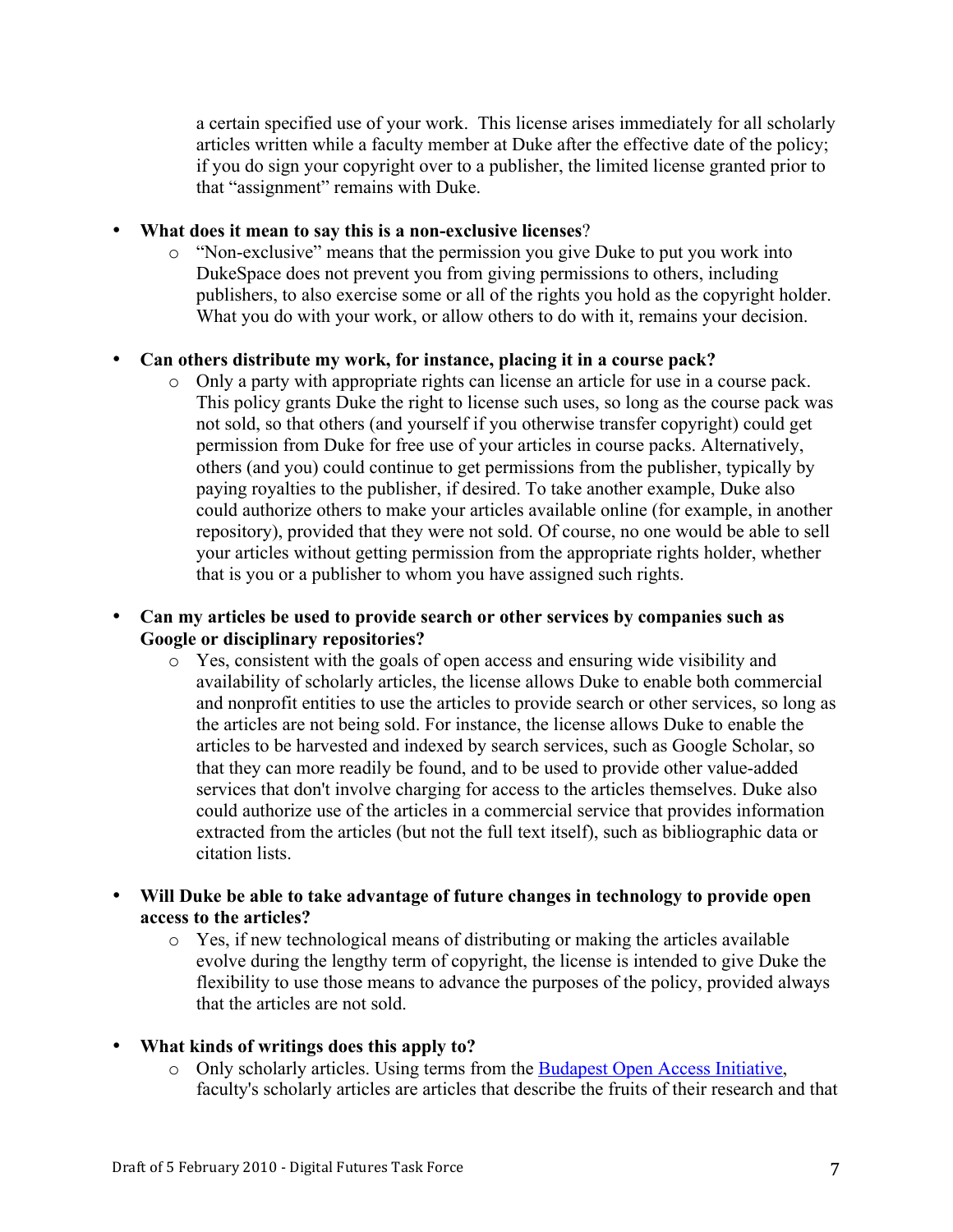a certain specified use of your work. This license arises immediately for all scholarly articles written while a faculty member at Duke after the effective date of the policy; if you do sign your copyright over to a publisher, the limited license granted prior to that "assignment" remains with Duke.

- **What does it mean to say this is a non-exclusive licenses**?
  - "Non-exclusive" means that the permission you give Duke to put you work into DukeSpace does not prevent you from giving permissions to others, including publishers, to also exercise some or all of the rights you hold as the copyright holder. What you do with your work, or allow others to do with it, remains your decision.

- **Can others distribute my work, for instance, placing it in a course pack?**
  - Only a party with appropriate rights can license an article for use in a course pack. This policy grants Duke the right to license such uses, so long as the course pack was not sold, so that others (and yourself if you otherwise transfer copyright) could get permission from Duke for free use of your articles in course packs. Alternatively, others (and you) could continue to get permissions from the publisher, typically by paying royalties to the publisher, if desired. To take another example, Duke also could authorize others to make your articles available online (for example, in another repository), provided that they were not sold. Of course, no one would be able to sell your articles without getting permission from the appropriate rights holder, whether that is you or a publisher to whom you have assigned such rights.

- **Can my articles be used to provide search or other services by companies such as Google or disciplinary repositories?**
  - Yes, consistent with the goals of open access and ensuring wide visibility and availability of scholarly articles, the license allows Duke to enable both commercial and nonprofit entities to use the articles to provide search or other services, so long as the articles are not being sold. For instance, the license allows Duke to enable the articles to be harvested and indexed by search services, such as Google Scholar, so that they can more readily be found, and to be used to provide other value-added services that don't involve charging for access to the articles themselves. Duke also could authorize use of the articles in a commercial service that provides information extracted from the articles (but not the full text itself), such as bibliographic data or citation lists.

- **Will Duke be able to take advantage of future changes in technology to provide open access to the articles?**
  - Yes, if new technological means of distributing or making the articles available evolve during the lengthy term of copyright, the license is intended to give Duke the flexibility to use those means to advance the purposes of the policy, provided always that the articles are not sold.

- **What kinds of writings does this apply to?**
  - Only scholarly articles. Using terms from the Budapest Open Access Initiative, faculty's scholarly articles are articles that describe the fruits of their research and that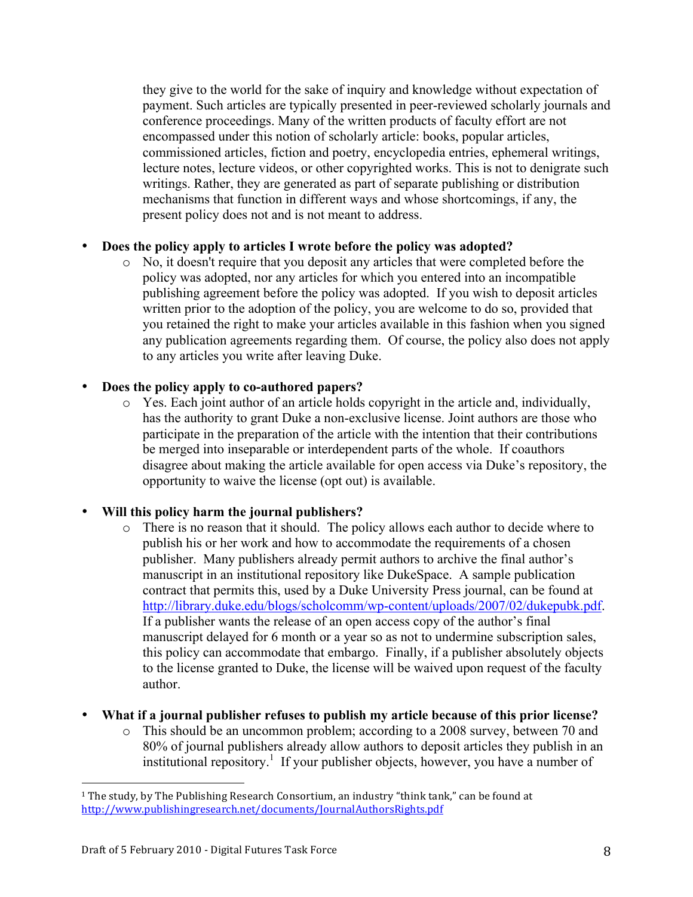they give to the world for the sake of inquiry and knowledge without expectation of payment. Such articles are typically presented in peer-reviewed scholarly journals and conference proceedings. Many of the written products of faculty effort are not encompassed under this notion of scholarly article: books, popular articles, commissioned articles, fiction and poetry, encyclopedia entries, ephemeral writings, lecture notes, lecture videos, or other copyrighted works. This is not to denigrate such writings. Rather, they are generated as part of separate publishing or distribution mechanisms that function in different ways and whose shortcomings, if any, the present policy does not and is not meant to address.

- **Does the policy apply to articles I wrote before the policy was adopted?**
  - No, it doesn't require that you deposit any articles that were completed before the policy was adopted, nor any articles for which you entered into an incompatible publishing agreement before the policy was adopted. If you wish to deposit articles written prior to the adoption of the policy, you are welcome to do so, provided that you retained the right to make your articles available in this fashion when you signed any publication agreements regarding them. Of course, the policy also does not apply to any articles you write after leaving Duke.

- **Does the policy apply to co-authored papers?**
  - Yes. Each joint author of an article holds copyright in the article and, individually, has the authority to grant Duke a non-exclusive license. Joint authors are those who participate in the preparation of the article with the intention that their contributions be merged into inseparable or interdependent parts of the whole. If coauthors disagree about making the article available for open access via Duke's repository, the opportunity to waive the license (opt out) is available.

- **Will this policy harm the journal publishers?**
  - There is no reason that it should. The policy allows each author to decide where to publish his or her work and how to accommodate the requirements of a chosen publisher. Many publishers already permit authors to archive the final author's manuscript in an institutional repository like DukeSpace. A sample publication contract that permits this, used by a Duke University Press journal, can be found at http://library.duke.edu/blogs/scholcomm/wp-content/uploads/2007/02/dukepubk.pdf. If a publisher wants the release of an open access copy of the author's final manuscript delayed for 6 month or a year so as not to undermine subscription sales, this policy can accommodate that embargo. Finally, if a publisher absolutely objects to the license granted to Duke, the license will be waived upon request of the faculty author.

- **What if a journal publisher refuses to publish my article because of this prior license?**
  - This should be an uncommon problem; according to a 2008 survey, between 70 and 80% of journal publishers already allow authors to deposit articles they publish in an institutional repository.[1] If your publisher objects, however, you have a number of

[1] The study, by The Publishing Research Consortium, an industry "think tank," can be found at http://www.publishingresearch.net/documents/JournalAuthorsRights.pdf

Draft of 5 February 2010 - Digital Futures Task Force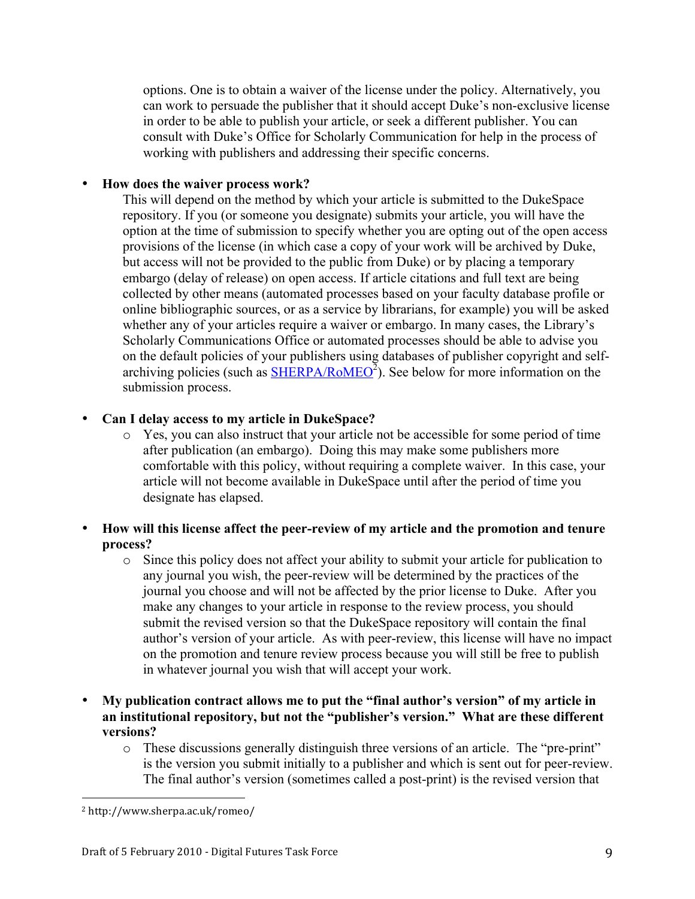options. One is to obtain a waiver of the license under the policy. Alternatively, you can work to persuade the publisher that it should accept Duke's non-exclusive license in order to be able to publish your article, or seek a different publisher. You can consult with Duke's Office for Scholarly Communication for help in the process of working with publishers and addressing their specific concerns.

- **How does the waiver process work?**
  This will depend on the method by which your article is submitted to the DukeSpace repository. If you (or someone you designate) submits your article, you will have the option at the time of submission to specify whether you are opting out of the open access provisions of the license (in which case a copy of your work will be archived by Duke, but access will not be provided to the public from Duke) or by placing a temporary embargo (delay of release) on open access. If article citations and full text are being collected by other means (automated processes based on your faculty database profile or online bibliographic sources, or as a service by librarians, for example) you will be asked whether any of your articles require a waiver or embargo. In many cases, the Library's Scholarly Communications Office or automated processes should be able to advise you on the default policies of your publishers using databases of publisher copyright and self-archiving policies (such as SHERPA/RoMEO[2]). See below for more information on the submission process.

- **Can I delay access to my article in DukeSpace?**
  - Yes, you can also instruct that your article not be accessible for some period of time after publication (an embargo). Doing this may make some publishers more comfortable with this policy, without requiring a complete waiver. In this case, your article will not become available in DukeSpace until after the period of time you designate has elapsed.

- **How will this license affect the peer-review of my article and the promotion and tenure process?**
  - Since this policy does not affect your ability to submit your article for publication to any journal you wish, the peer-review will be determined by the practices of the journal you choose and will not be affected by the prior license to Duke. After you make any changes to your article in response to the review process, you should submit the revised version so that the DukeSpace repository will contain the final author's version of your article. As with peer-review, this license will have no impact on the promotion and tenure review process because you will still be free to publish in whatever journal you wish that will accept your work.

- **My publication contract allows me to put the "final author's version" of my article in an institutional repository, but not the "publisher's version." What are these different versions?**
  - These discussions generally distinguish three versions of an article. The "pre-print" is the version you submit initially to a publisher and which is sent out for peer-review. The final author's version (sometimes called a post-print) is the revised version that

[2] http://www.sherpa.ac.uk/romeo/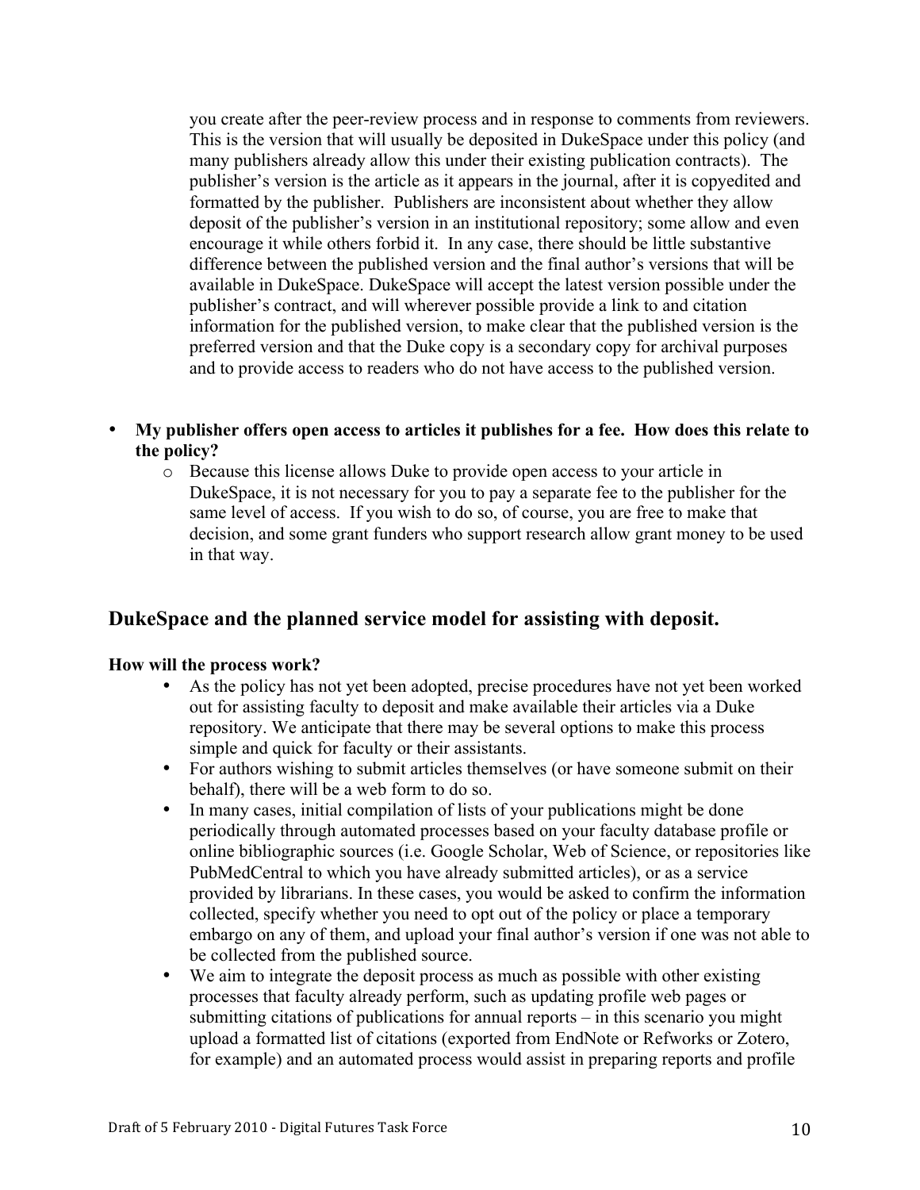you create after the peer-review process and in response to comments from reviewers. This is the version that will usually be deposited in DukeSpace under this policy (and many publishers already allow this under their existing publication contracts). The publisher's version is the article as it appears in the journal, after it is copyedited and formatted by the publisher. Publishers are inconsistent about whether they allow deposit of the publisher's version in an institutional repository; some allow and even encourage it while others forbid it. In any case, there should be little substantive difference between the published version and the final author's versions that will be available in DukeSpace. DukeSpace will accept the latest version possible under the publisher's contract, and will wherever possible provide a link to and citation information for the published version, to make clear that the published version is the preferred version and that the Duke copy is a secondary copy for archival purposes and to provide access to readers who do not have access to the published version.

- **My publisher offers open access to articles it publishes for a fee. How does this relate to the policy?**
  - Because this license allows Duke to provide open access to your article in DukeSpace, it is not necessary for you to pay a separate fee to the publisher for the same level of access. If you wish to do so, of course, you are free to make that decision, and some grant funders who support research allow grant money to be used in that way.

## DukeSpace and the planned service model for assisting with deposit.

**How will the process work?**

- As the policy has not yet been adopted, precise procedures have not yet been worked out for assisting faculty to deposit and make available their articles via a Duke repository. We anticipate that there may be several options to make this process simple and quick for faculty or their assistants.
- For authors wishing to submit articles themselves (or have someone submit on their behalf), there will be a web form to do so.
- In many cases, initial compilation of lists of your publications might be done periodically through automated processes based on your faculty database profile or online bibliographic sources (i.e. Google Scholar, Web of Science, or repositories like PubMedCentral to which you have already submitted articles), or as a service provided by librarians. In these cases, you would be asked to confirm the information collected, specify whether you need to opt out of the policy or place a temporary embargo on any of them, and upload your final author's version if one was not able to be collected from the published source.
- We aim to integrate the deposit process as much as possible with other existing processes that faculty already perform, such as updating profile web pages or submitting citations of publications for annual reports – in this scenario you might upload a formatted list of citations (exported from EndNote or Refworks or Zotero, for example) and an automated process would assist in preparing reports and profile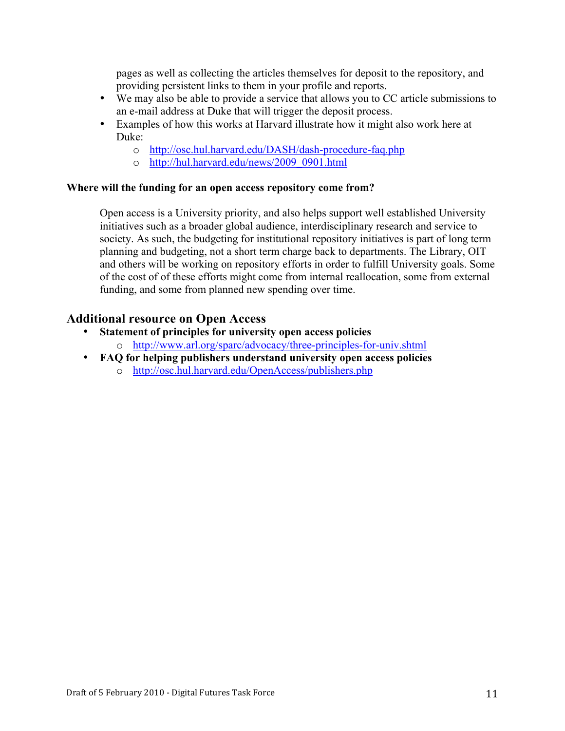pages as well as collecting the articles themselves for deposit to the repository, and providing persistent links to them in your profile and reports.

- We may also be able to provide a service that allows you to CC article submissions to an e-mail address at Duke that will trigger the deposit process.
- Examples of how this works at Harvard illustrate how it might also work here at Duke:
  - http://osc.hul.harvard.edu/DASH/dash-procedure-faq.php
  - http://hul.harvard.edu/news/2009_0901.html

**Where will the funding for an open access repository come from?**

Open access is a University priority, and also helps support well established University initiatives such as a broader global audience, interdisciplinary research and service to society. As such, the budgeting for institutional repository initiatives is part of long term planning and budgeting, not a short term charge back to departments. The Library, OIT and others will be working on repository efforts in order to fulfill University goals. Some of the cost of of these efforts might come from internal reallocation, some from external funding, and some from planned new spending over time.

## Additional resource on Open Access

- **Statement of principles for university open access policies**
  - http://www.arl.org/sparc/advocacy/three-principles-for-univ.shtml
- **FAQ for helping publishers understand university open access policies**
  - http://osc.hul.harvard.edu/OpenAccess/publishers.php